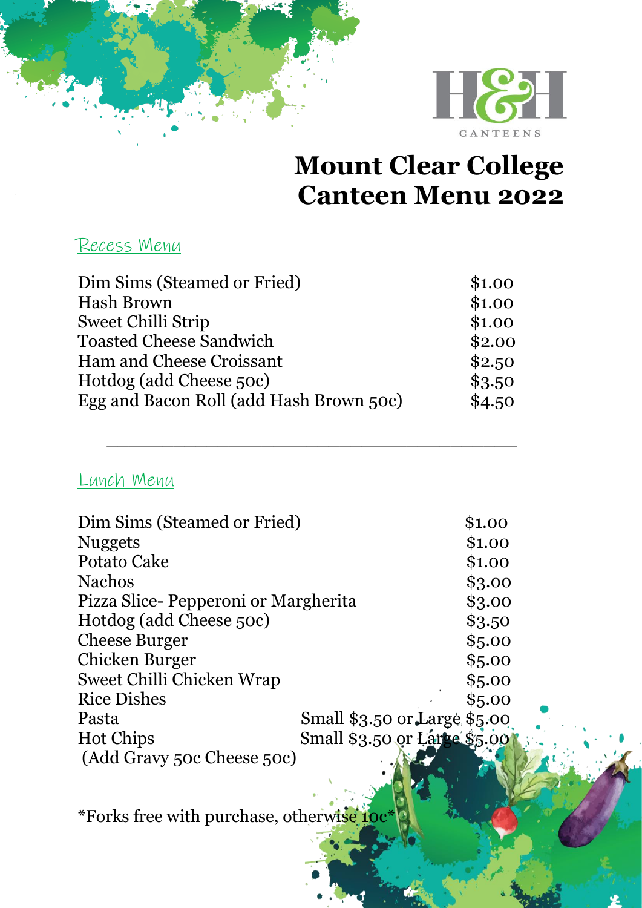H&H CANTEENS

# Mount Clear College Canteen Menu 2022

## Recess Menu

| Item | Price |
|---|---|
| Dim Sims (Steamed or Fried) | $1.00 |
| Hash Brown | $1.00 |
| Sweet Chilli Strip | $1.00 |
| Toasted Cheese Sandwich | $2.00 |
| Ham and Cheese Croissant | $2.50 |
| Hotdog (add Cheese 50c) | $3.50 |
| Egg and Bacon Roll (add Hash Brown 50c) | $4.50 |

---

## Lunch Menu

| Item | Price |
|---|---|
| Dim Sims (Steamed or Fried) | $1.00 |
| Nuggets | $1.00 |
| Potato Cake | $1.00 |
| Nachos | $3.00 |
| Pizza Slice- Pepperoni or Margherita | $3.00 |
| Hotdog (add Cheese 50c) | $3.50 |
| Cheese Burger | $5.00 |
| Chicken Burger | $5.00 |
| Sweet Chilli Chicken Wrap | $5.00 |
| Rice Dishes | $5.00 |
| Pasta | Small $3.50 or Large $5.00 |
| Hot Chips | Small $3.50 or Large $5.00 |
| (Add Gravy 50c Cheese 50c) | |

*Forks free with purchase, otherwise 10c*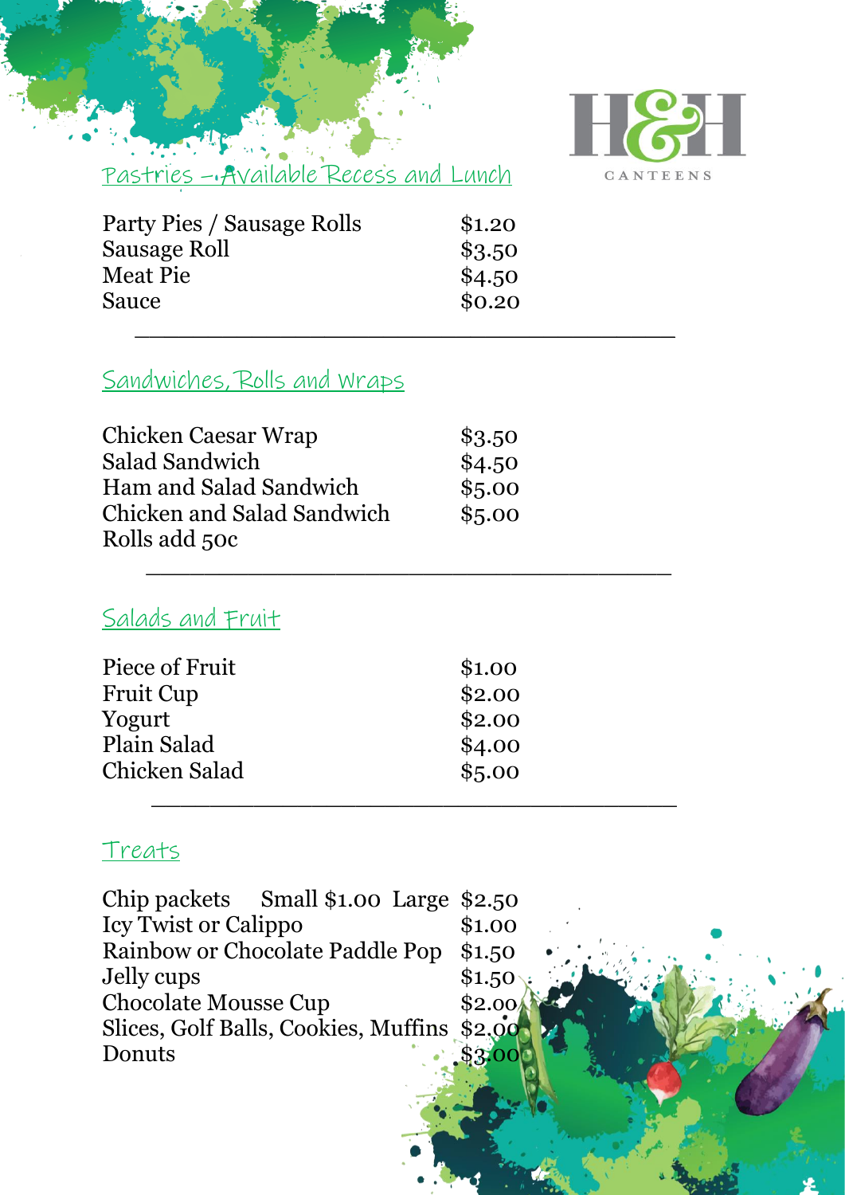H&H CANTEENS

## Pastries – Available Recess and Lunch

| | |
|---|---|
| Party Pies / Sausage Rolls | $1.20 |
| Sausage Roll | $3.50 |
| Meat Pie | $4.50 |
| Sauce | $0.20 |

---

## Sandwiches, Rolls and Wraps

| | |
|---|---|
| Chicken Caesar Wrap | $3.50 |
| Salad Sandwich | $4.50 |
| Ham and Salad Sandwich | $5.00 |
| Chicken and Salad Sandwich | $5.00 |
| Rolls add 50c | |

---

## Salads and Fruit

| | |
|---|---|
| Piece of Fruit | $1.00 |
| Fruit Cup | $2.00 |
| Yogurt | $2.00 |
| Plain Salad | $4.00 |
| Chicken Salad | $5.00 |

---

## Treats

| | |
|---|---|
| Chip packets Small $1.00 Large | $2.50 |
| Icy Twist or Calippo | $1.00 |
| Rainbow or Chocolate Paddle Pop | $1.50 |
| Jelly cups | $1.50 |
| Chocolate Mousse Cup | $2.00 |
| Slices, Golf Balls, Cookies, Muffins | $2.00 |
| Donuts | $3.00 |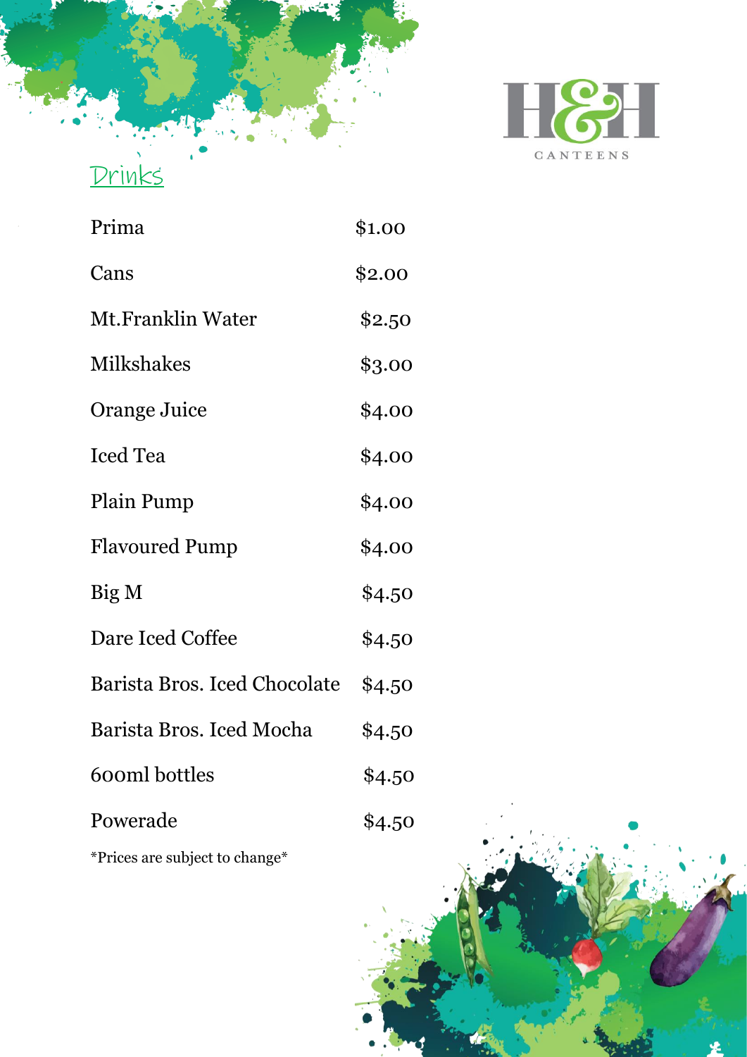H&H CANTEENS

## Drinks

| Item | Price |
|---|---|
| Prima | $1.00 |
| Cans | $2.00 |
| Mt.Franklin Water | $2.50 |
| Milkshakes | $3.00 |
| Orange Juice | $4.00 |
| Iced Tea | $4.00 |
| Plain Pump | $4.00 |
| Flavoured Pump | $4.00 |
| Big M | $4.50 |
| Dare Iced Coffee | $4.50 |
| Barista Bros. Iced Chocolate | $4.50 |
| Barista Bros. Iced Mocha | $4.50 |
| 600ml bottles | $4.50 |
| Powerade | $4.50 |

*Prices are subject to change*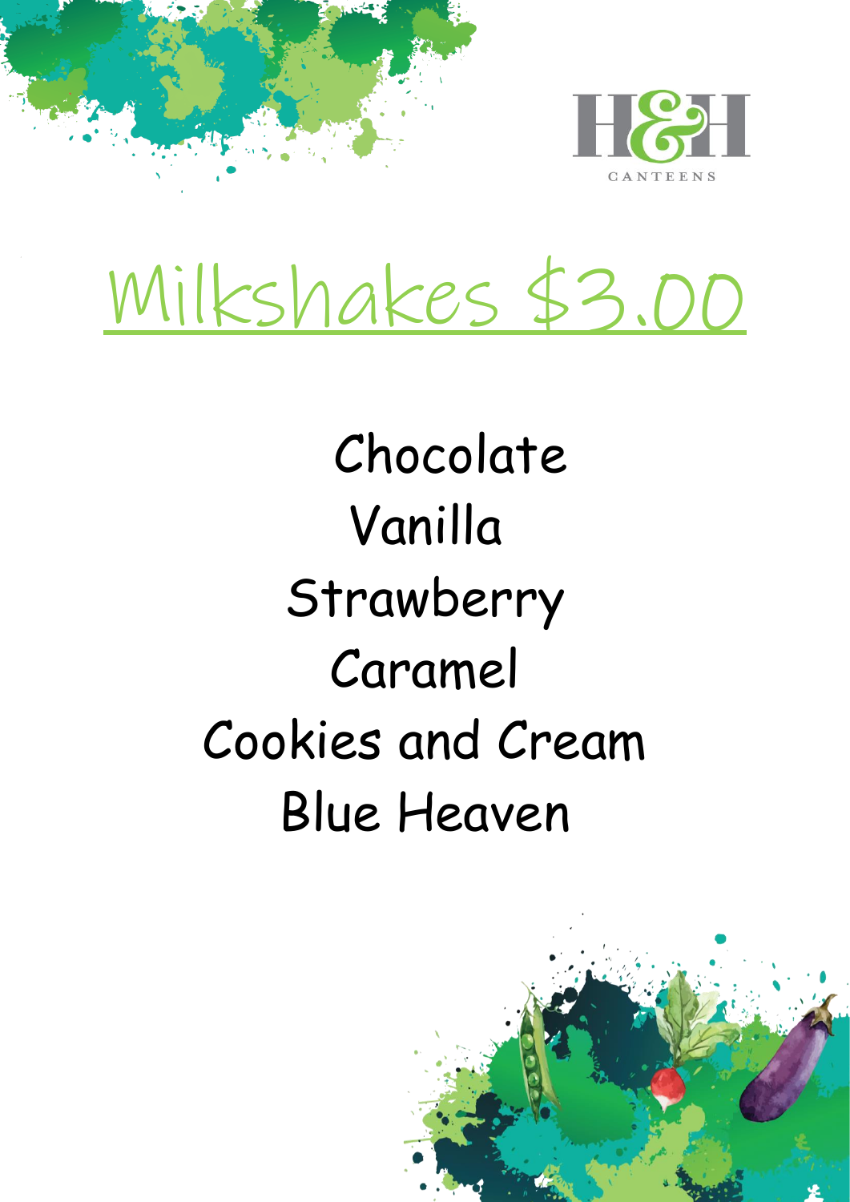H&H CANTEENS

# Milkshakes $3.00

Chocolate

Vanilla

Strawberry

Caramel

Cookies and Cream

Blue Heaven